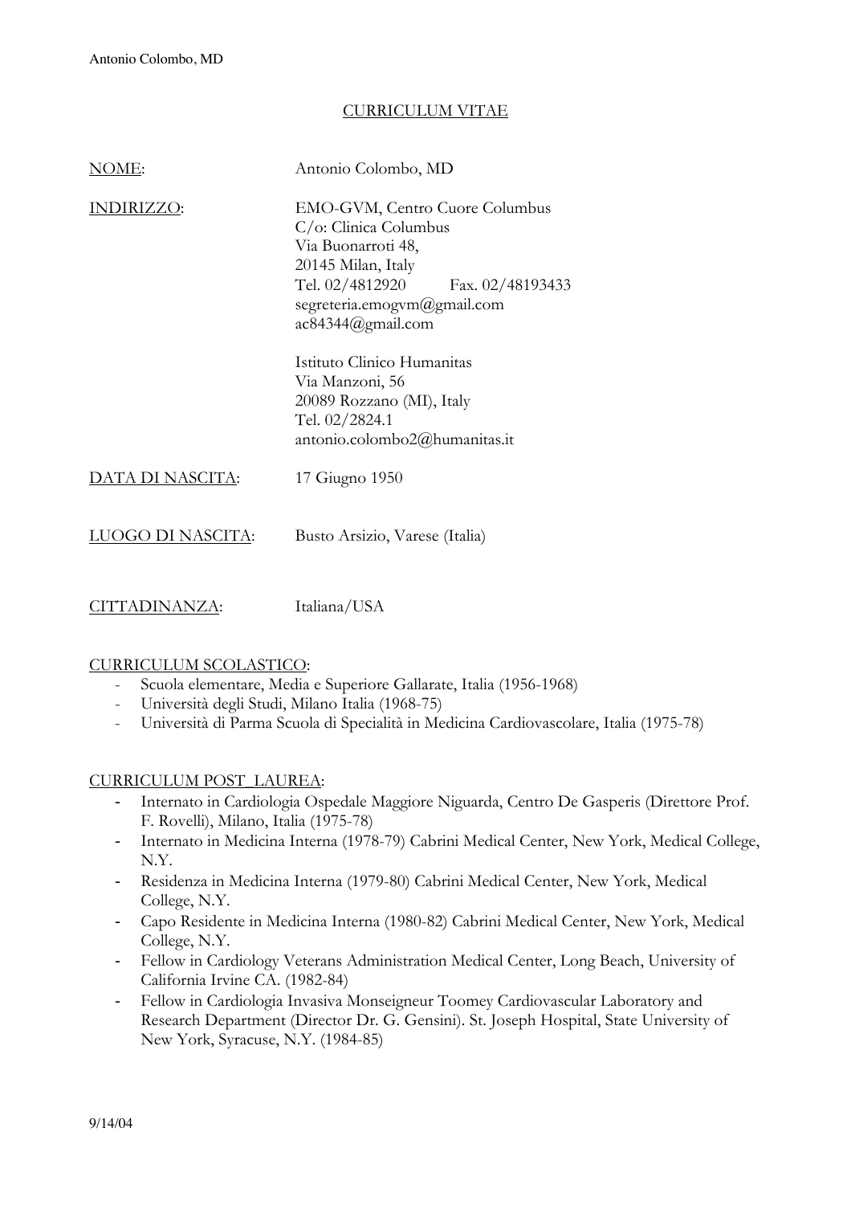## CURRICULUM VITAE

NOME: Antonio Colombo, MD

INDIRIZZO: EMO-GVM, Centro Cuore Columbus
C/o: Clinica Columbus
Via Buonarroti 48,
20145 Milan, Italy
Tel. 02/4812920 Fax. 02/48193433
segreteria.emogvm@gmail.com
ac84344@gmail.com

Istituto Clinico Humanitas
Via Manzoni, 56
20089 Rozzano (MI), Italy
Tel. 02/2824.1
antonio.colombo2@humanitas.it

DATA DI NASCITA: 17 Giugno 1950

LUOGO DI NASCITA: Busto Arsizio, Varese (Italia)

CITTADINANZA: Italiana/USA

### CURRICULUM SCOLASTICO:

- Scuola elementare, Media e Superiore Gallarate, Italia (1956-1968)
- Università degli Studi, Milano Italia (1968-75)
- Università di Parma Scuola di Specialità in Medicina Cardiovascolare, Italia (1975-78)

### CURRICULUM POST_LAUREA:

- Internato in Cardiologia Ospedale Maggiore Niguarda, Centro De Gasperis (Direttore Prof. F. Rovelli), Milano, Italia (1975-78)
- Internato in Medicina Interna (1978-79) Cabrini Medical Center, New York, Medical College, N.Y.
- Residenza in Medicina Interna (1979-80) Cabrini Medical Center, New York, Medical College, N.Y.
- Capo Residente in Medicina Interna (1980-82) Cabrini Medical Center, New York, Medical College, N.Y.
- Fellow in Cardiology Veterans Administration Medical Center, Long Beach, University of California Irvine CA. (1982-84)
- Fellow in Cardiologia Invasiva Monseigneur Toomey Cardiovascular Laboratory and Research Department (Director Dr. G. Gensini). St. Joseph Hospital, State University of New York, Syracuse, N.Y. (1984-85)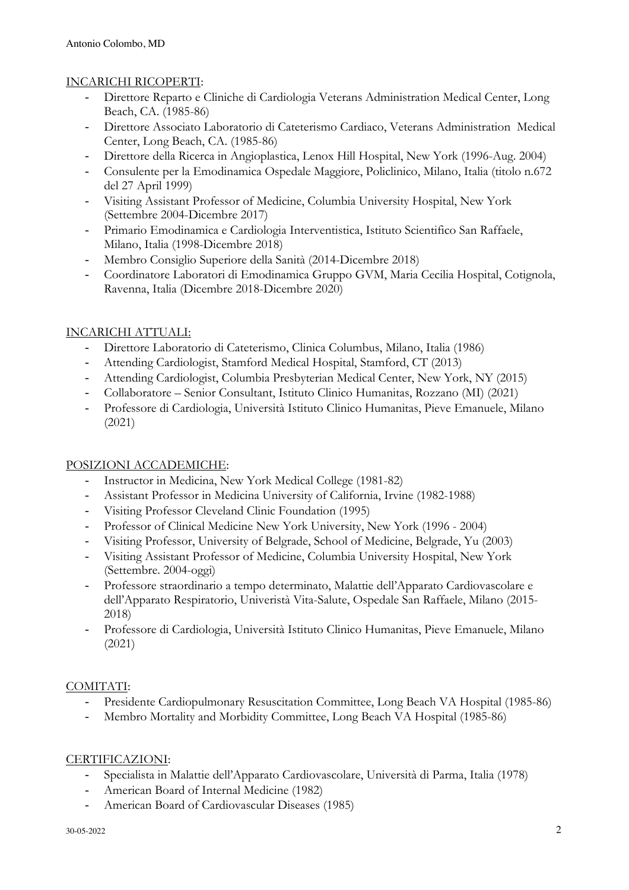## INCARICHI RICOPERTI:

- Direttore Reparto e Cliniche di Cardiologia Veterans Administration Medical Center, Long Beach, CA. (1985-86)
- Direttore Associato Laboratorio di Cateterismo Cardiaco, Veterans Administration Medical Center, Long Beach, CA. (1985-86)
- Direttore della Ricerca in Angioplastica, Lenox Hill Hospital, New York (1996-Aug. 2004)
- Consulente per la Emodinamica Ospedale Maggiore, Policlinico, Milano, Italia (titolo n.672 del 27 April 1999)
- Visiting Assistant Professor of Medicine, Columbia University Hospital, New York (Settembre 2004-Dicembre 2017)
- Primario Emodinamica e Cardiologia Interventistica, Istituto Scientifico San Raffaele, Milano, Italia (1998-Dicembre 2018)
- Membro Consiglio Superiore della Sanità (2014-Dicembre 2018)
- Coordinatore Laboratori di Emodinamica Gruppo GVM, Maria Cecilia Hospital, Cotignola, Ravenna, Italia (Dicembre 2018-Dicembre 2020)

## INCARICHI ATTUALI:

- Direttore Laboratorio di Cateterismo, Clinica Columbus, Milano, Italia (1986)
- Attending Cardiologist, Stamford Medical Hospital, Stamford, CT (2013)
- Attending Cardiologist, Columbia Presbyterian Medical Center, New York, NY (2015)
- Collaboratore – Senior Consultant, Istituto Clinico Humanitas, Rozzano (MI) (2021)
- Professore di Cardiologia, Università Istituto Clinico Humanitas, Pieve Emanuele, Milano (2021)

## POSIZIONI ACCADEMICHE:

- Instructor in Medicina, New York Medical College (1981-82)
- Assistant Professor in Medicina University of California, Irvine (1982-1988)
- Visiting Professor Cleveland Clinic Foundation (1995)
- Professor of Clinical Medicine New York University, New York (1996 - 2004)
- Visiting Professor, University of Belgrade, School of Medicine, Belgrade, Yu (2003)
- Visiting Assistant Professor of Medicine, Columbia University Hospital, New York (Settembre. 2004-oggi)
- Professore straordinario a tempo determinato, Malattie dell'Apparato Cardiovascolare e dell'Apparato Respiratorio, Univeristà Vita-Salute, Ospedale San Raffaele, Milano (2015-2018)
- Professore di Cardiologia, Università Istituto Clinico Humanitas, Pieve Emanuele, Milano (2021)

## COMITATI:

- Presidente Cardiopulmonary Resuscitation Committee, Long Beach VA Hospital (1985-86)
- Membro Mortality and Morbidity Committee, Long Beach VA Hospital (1985-86)

## CERTIFICAZIONI:

- Specialista in Malattie dell'Apparato Cardiovascolare, Università di Parma, Italia (1978)
- American Board of Internal Medicine (1982)
- American Board of Cardiovascular Diseases (1985)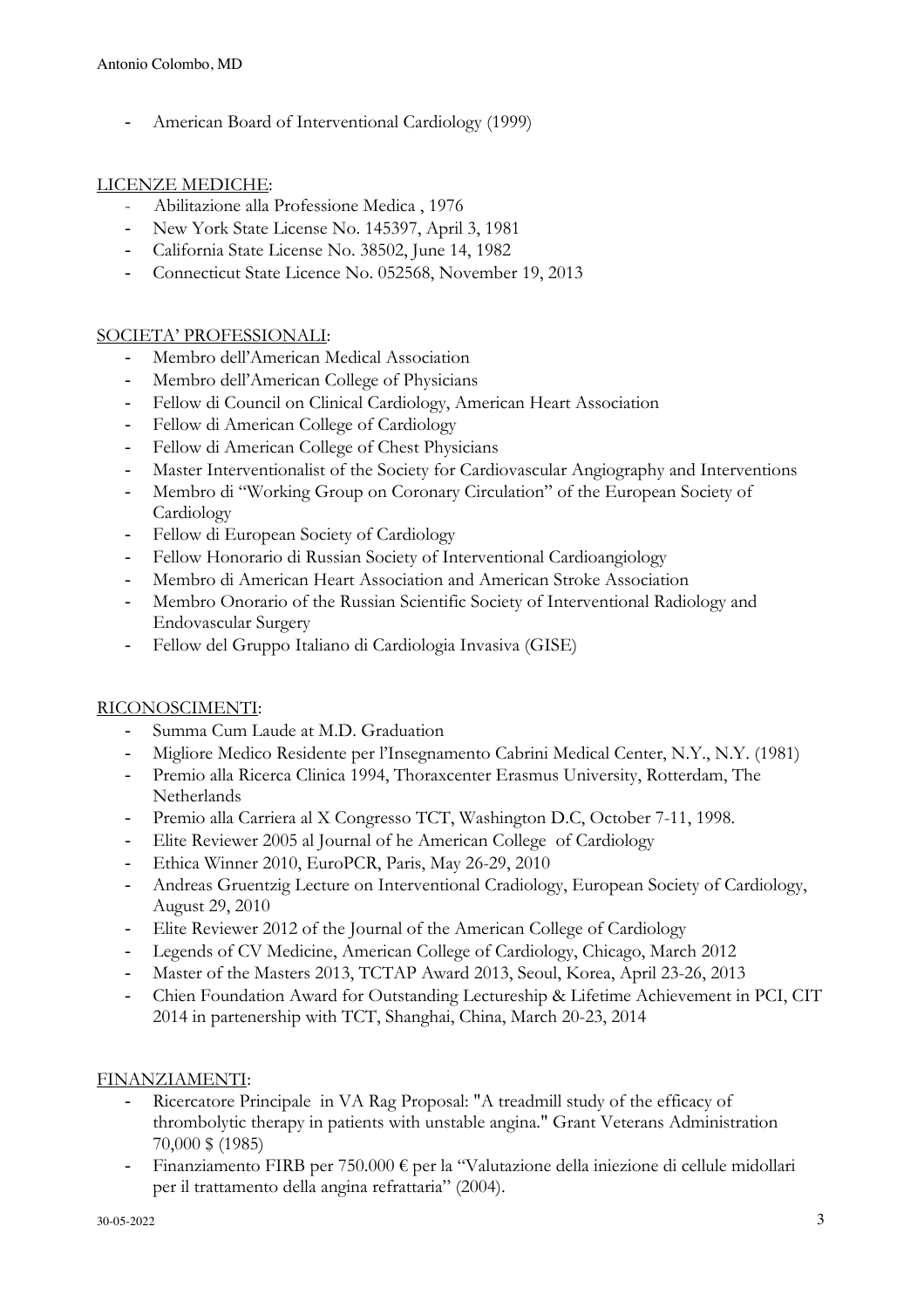- American Board of Interventional Cardiology (1999)

LICENZE MEDICHE:

- Abilitazione alla Professione Medica , 1976
- New York State License No. 145397, April 3, 1981
- California State License No. 38502, June 14, 1982
- Connecticut State Licence No. 052568, November 19, 2013

SOCIETA' PROFESSIONALI:

- Membro dell'American Medical Association
- Membro dell'American College of Physicians
- Fellow di Council on Clinical Cardiology, American Heart Association
- Fellow di American College of Cardiology
- Fellow di American College of Chest Physicians
- Master Interventionalist of the Society for Cardiovascular Angiography and Interventions
- Membro di "Working Group on Coronary Circulation" of the European Society of Cardiology
- Fellow di European Society of Cardiology
- Fellow Honorario di Russian Society of Interventional Cardioangiology
- Membro di American Heart Association and American Stroke Association
- Membro Onorario of the Russian Scientific Society of Interventional Radiology and Endovascular Surgery
- Fellow del Gruppo Italiano di Cardiologia Invasiva (GISE)

RICONOSCIMENTI:

- Summa Cum Laude at M.D. Graduation
- Migliore Medico Residente per l'Insegnamento Cabrini Medical Center, N.Y., N.Y. (1981)
- Premio alla Ricerca Clinica 1994, Thoraxcenter Erasmus University, Rotterdam, The Netherlands
- Premio alla Carriera al X Congresso TCT, Washington D.C, October 7-11, 1998.
- Elite Reviewer 2005 al Journal of he American College of Cardiology
- Ethica Winner 2010, EuroPCR, Paris, May 26-29, 2010
- Andreas Gruentzig Lecture on Interventional Cradiology, European Society of Cardiology, August 29, 2010
- Elite Reviewer 2012 of the Journal of the American College of Cardiology
- Legends of CV Medicine, American College of Cardiology, Chicago, March 2012
- Master of the Masters 2013, TCTAP Award 2013, Seoul, Korea, April 23-26, 2013
- Chien Foundation Award for Outstanding Lectureship & Lifetime Achievement in PCI, CIT 2014 in partenership with TCT, Shanghai, China, March 20-23, 2014

FINANZIAMENTI:

- Ricercatore Principale in VA Rag Proposal: "A treadmill study of the efficacy of thrombolytic therapy in patients with unstable angina." Grant Veterans Administration 70,000 $ (1985)
- Finanziamento FIRB per 750.000 € per la "Valutazione della iniezione di cellule midollari per il trattamento della angina refrattaria" (2004).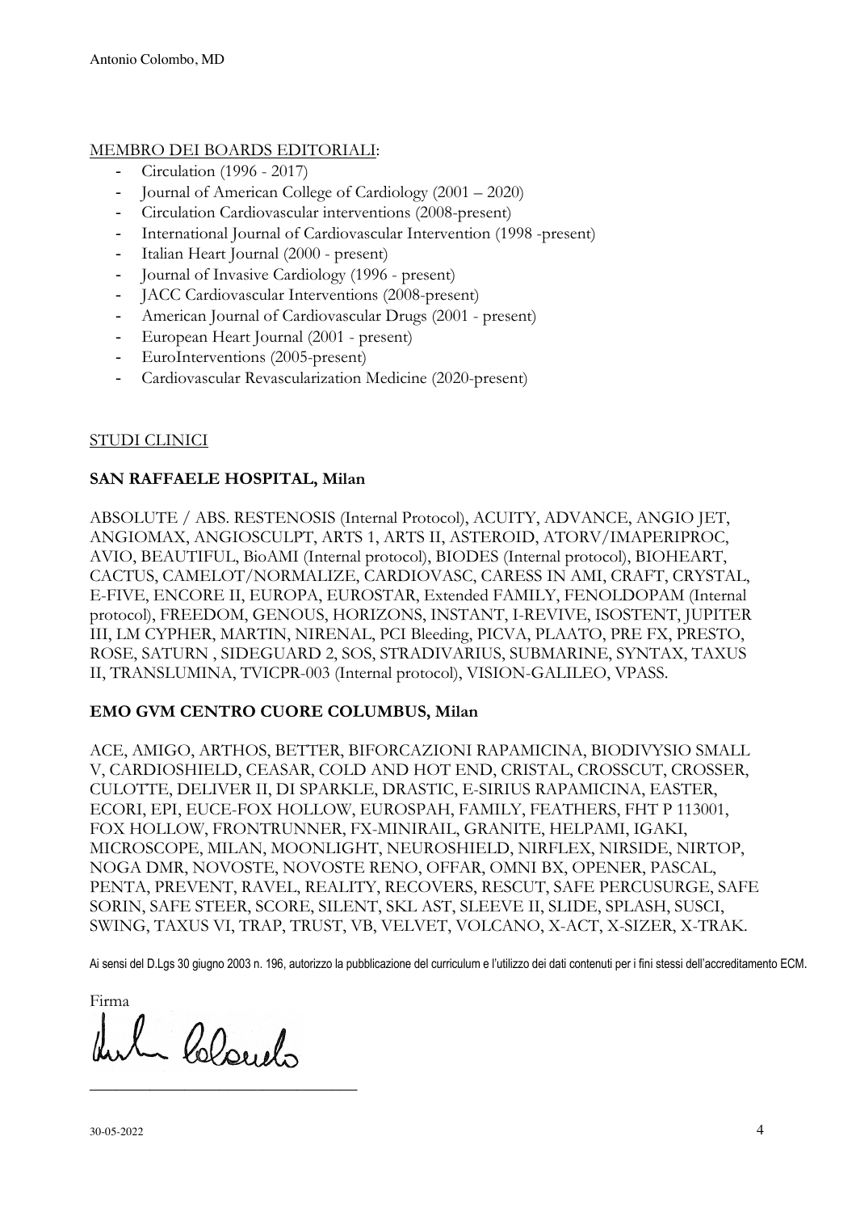MEMBRO DEI BOARDS EDITORIALI:

- Circulation (1996 - 2017)
- Journal of American College of Cardiology (2001 – 2020)
- Circulation Cardiovascular interventions (2008-present)
- International Journal of Cardiovascular Intervention (1998 -present)
- Italian Heart Journal (2000 - present)
- Journal of Invasive Cardiology (1996 - present)
- JACC Cardiovascular Interventions (2008-present)
- American Journal of Cardiovascular Drugs (2001 - present)
- European Heart Journal (2001 - present)
- EuroInterventions (2005-present)
- Cardiovascular Revascularization Medicine (2020-present)

STUDI CLINICI

**SAN RAFFAELE HOSPITAL, Milan**

ABSOLUTE / ABS. RESTENOSIS (Internal Protocol), ACUITY, ADVANCE, ANGIO JET, ANGIOMAX, ANGIOSCULPT, ARTS 1, ARTS II, ASTEROID, ATORV/IMAPERIPROC, AVIO, BEAUTIFUL, BioAMI (Internal protocol), BIODES (Internal protocol), BIOHEART, CACTUS, CAMELOT/NORMALIZE, CARDIOVASC, CARESS IN AMI, CRAFT, CRYSTAL, E-FIVE, ENCORE II, EUROPA, EUROSTAR, Extended FAMILY, FENOLDOPAM (Internal protocol), FREEDOM, GENOUS, HORIZONS, INSTANT, I-REVIVE, ISOSTENT, JUPITER III, LM CYPHER, MARTIN, NIRENAL, PCI Bleeding, PICVA, PLAATO, PRE FX, PRESTO, ROSE, SATURN , SIDEGUARD 2, SOS, STRADIVARIUS, SUBMARINE, SYNTAX, TAXUS II, TRANSLUMINA, TVICPR-003 (Internal protocol), VISION-GALILEO, VPASS.

**EMO GVM CENTRO CUORE COLUMBUS, Milan**

ACE, AMIGO, ARTHOS, BETTER, BIFORCAZIONI RAPAMICINA, BIODIVYSIO SMALL V, CARDIOSHIELD, CEASAR, COLD AND HOT END, CRISTAL, CROSSCUT, CROSSER, CULOTTE, DELIVER II, DI SPARKLE, DRASTIC, E-SIRIUS RAPAMICINA, EASTER, ECORI, EPI, EUCE-FOX HOLLOW, EUROSPAH, FAMILY, FEATHERS, FHT P 113001, FOX HOLLOW, FRONTRUNNER, FX-MINIRAIL, GRANITE, HELPAMI, IGAKI, MICROSCOPE, MILAN, MOONLIGHT, NEUROSHIELD, NIRFLEX, NIRSIDE, NIRTOP, NOGA DMR, NOVOSTE, NOVOSTE RENO, OFFAR, OMNI BX, OPENER, PASCAL, PENTA, PREVENT, RAVEL, REALITY, RECOVERS, RESCUT, SAFE PERCUSURGE, SAFE SORIN, SAFE STEER, SCORE, SILENT, SKL AST, SLEEVE II, SLIDE, SPLASH, SUSCI, SWING, TAXUS VI, TRAP, TRUST, VB, VELVET, VOLCANO, X-ACT, X-SIZER, X-TRAK.

Ai sensi del D.Lgs 30 giugno 2003 n. 196, autorizzo la pubblicazione del curriculum e l'utilizzo dei dati contenuti per i fini stessi dell'accreditamento ECM.

Firma

30-05-2022